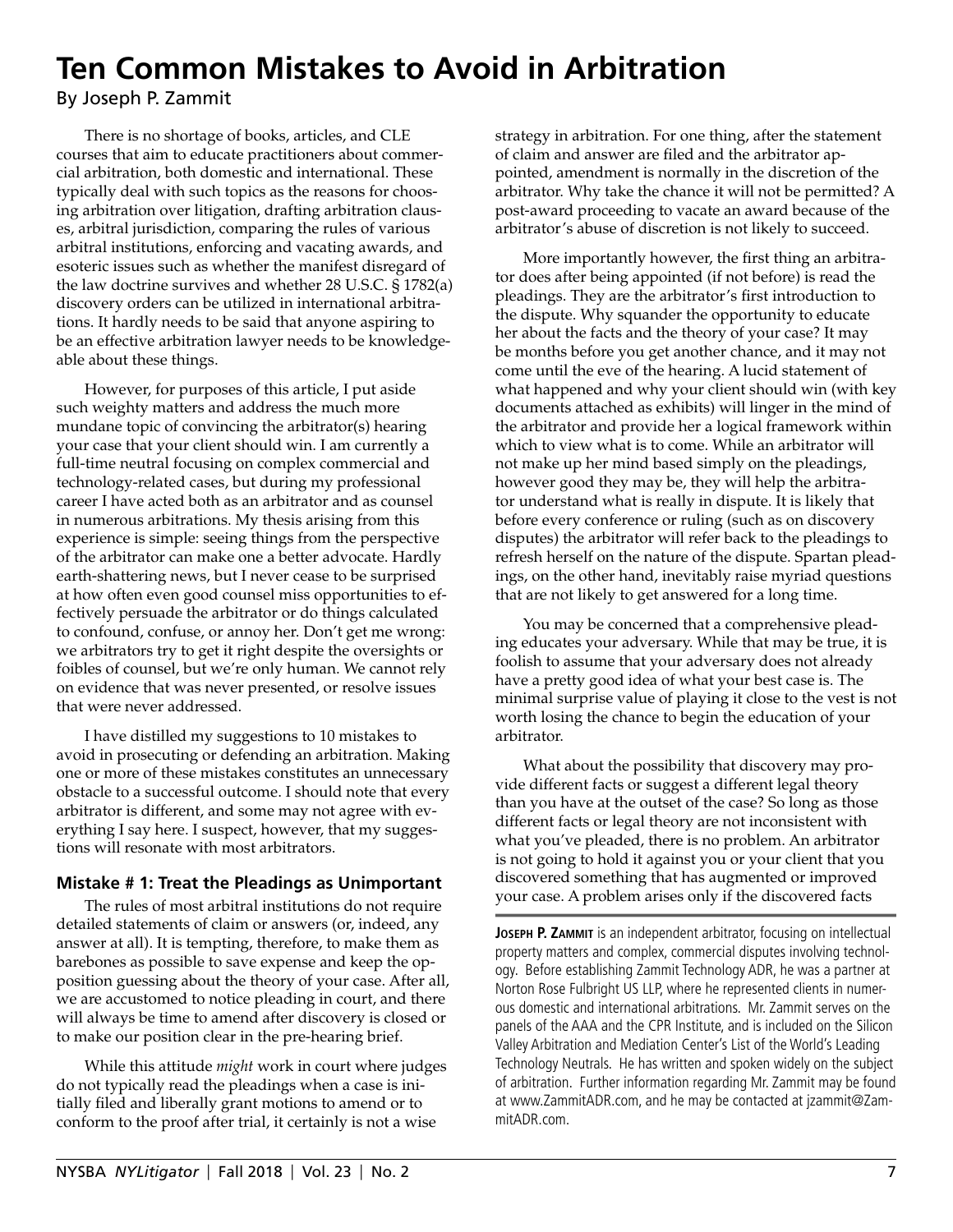# Ten Common Mistakes to Avoid in Arbitration

By Joseph P. Zammit

There is no shortage of books, articles, and CLE courses that aim to educate practitioners about commercial arbitration, both domestic and international. These typically deal with such topics as the reasons for choosing arbitration over litigation, drafting arbitration clauses, arbitral jurisdiction, comparing the rules of various arbitral institutions, enforcing and vacating awards, and esoteric issues such as whether the manifest disregard of the law doctrine survives and whether 28 U.S.C. § 1782(a) discovery orders can be utilized in international arbitrations. It hardly needs to be said that anyone aspiring to be an effective arbitration lawyer needs to be knowledgeable about these things.

However, for purposes of this article, I put aside such weighty matters and address the much more mundane topic of convincing the arbitrator(s) hearing your case that your client should win. I am currently a full-time neutral focusing on complex commercial and technology-related cases, but during my professional career I have acted both as an arbitrator and as counsel in numerous arbitrations. My thesis arising from this experience is simple: seeing things from the perspective of the arbitrator can make one a better advocate. Hardly earth-shattering news, but I never cease to be surprised at how often even good counsel miss opportunities to effectively persuade the arbitrator or do things calculated to confound, confuse, or annoy her. Don't get me wrong: we arbitrators try to get it right despite the oversights or foibles of counsel, but we're only human. We cannot rely on evidence that was never presented, or resolve issues that were never addressed.

I have distilled my suggestions to 10 mistakes to avoid in prosecuting or defending an arbitration. Making one or more of these mistakes constitutes an unnecessary obstacle to a successful outcome. I should note that every arbitrator is different, and some may not agree with everything I say here. I suspect, however, that my suggestions will resonate with most arbitrators.

### Mistake # 1: Treat the Pleadings as Unimportant

The rules of most arbitral institutions do not require detailed statements of claim or answers (or, indeed, any answer at all). It is tempting, therefore, to make them as barebones as possible to save expense and keep the opposition guessing about the theory of your case. After all, we are accustomed to notice pleading in court, and there will always be time to amend after discovery is closed or to make our position clear in the pre-hearing brief.

While this attitude *might* work in court where judges do not typically read the pleadings when a case is initially filed and liberally grant motions to amend or to conform to the proof after trial, it certainly is not a wise strategy in arbitration. For one thing, after the statement of claim and answer are filed and the arbitrator appointed, amendment is normally in the discretion of the arbitrator. Why take the chance it will not be permitted? A post-award proceeding to vacate an award because of the arbitrator's abuse of discretion is not likely to succeed.

More importantly however, the first thing an arbitrator does after being appointed (if not before) is read the pleadings. They are the arbitrator's first introduction to the dispute. Why squander the opportunity to educate her about the facts and the theory of your case? It may be months before you get another chance, and it may not come until the eve of the hearing. A lucid statement of what happened and why your client should win (with key documents attached as exhibits) will linger in the mind of the arbitrator and provide her a logical framework within which to view what is to come. While an arbitrator will not make up her mind based simply on the pleadings, however good they may be, they will help the arbitrator understand what is really in dispute. It is likely that before every conference or ruling (such as on discovery disputes) the arbitrator will refer back to the pleadings to refresh herself on the nature of the dispute. Spartan pleadings, on the other hand, inevitably raise myriad questions that are not likely to get answered for a long time.

You may be concerned that a comprehensive pleading educates your adversary. While that may be true, it is foolish to assume that your adversary does not already have a pretty good idea of what your best case is. The minimal surprise value of playing it close to the vest is not worth losing the chance to begin the education of your arbitrator.

What about the possibility that discovery may provide different facts or suggest a different legal theory than you have at the outset of the case? So long as those different facts or legal theory are not inconsistent with what you've pleaded, there is no problem. An arbitrator is not going to hold it against you or your client that you discovered something that has augmented or improved your case. A problem arises only if the discovered facts

---

**Joseph P. Zammit** is an independent arbitrator, focusing on intellectual property matters and complex, commercial disputes involving technology. Before establishing Zammit Technology ADR, he was a partner at Norton Rose Fulbright US LLP, where he represented clients in numerous domestic and international arbitrations. Mr. Zammit serves on the panels of the AAA and the CPR Institute, and is included on the Silicon Valley Arbitration and Mediation Center's List of the World's Leading Technology Neutrals. He has written and spoken widely on the subject of arbitration. Further information regarding Mr. Zammit may be found at www.ZammitADR.com, and he may be contacted at jzammit@ZammitADR.com.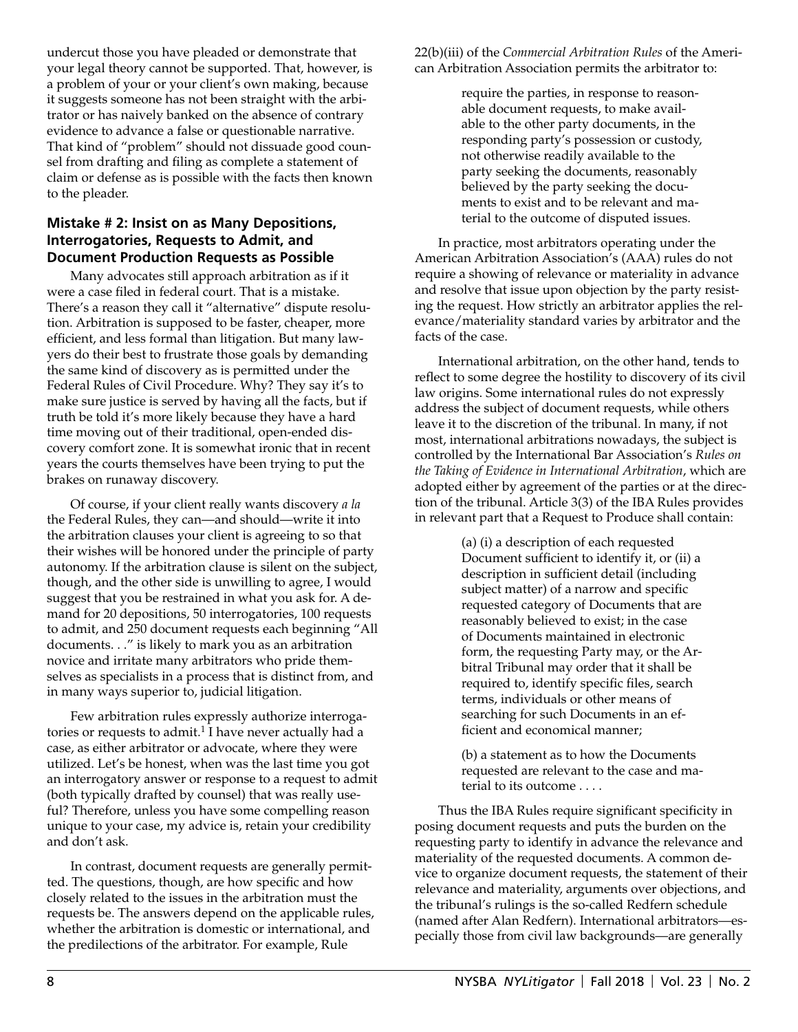undercut those you have pleaded or demonstrate that your legal theory cannot be supported. That, however, is a problem of your or your client's own making, because it suggests someone has not been straight with the arbitrator or has naively banked on the absence of contrary evidence to advance a false or questionable narrative. That kind of "problem" should not dissuade good counsel from drafting and filing as complete a statement of claim or defense as is possible with the facts then known to the pleader.

### Mistake # 2: Insist on as Many Depositions, Interrogatories, Requests to Admit, and Document Production Requests as Possible

Many advocates still approach arbitration as if it were a case filed in federal court. That is a mistake. There's a reason they call it "alternative" dispute resolution. Arbitration is supposed to be faster, cheaper, more efficient, and less formal than litigation. But many lawyers do their best to frustrate those goals by demanding the same kind of discovery as is permitted under the Federal Rules of Civil Procedure. Why? They say it's to make sure justice is served by having all the facts, but if truth be told it's more likely because they have a hard time moving out of their traditional, open-ended discovery comfort zone. It is somewhat ironic that in recent years the courts themselves have been trying to put the brakes on runaway discovery.

Of course, if your client really wants discovery *a la* the Federal Rules, they can—and should—write it into the arbitration clauses your client is agreeing to so that their wishes will be honored under the principle of party autonomy. If the arbitration clause is silent on the subject, though, and the other side is unwilling to agree, I would suggest that you be restrained in what you ask for. A demand for 20 depositions, 50 interrogatories, 100 requests to admit, and 250 document requests each beginning "All documents. . ." is likely to mark you as an arbitration novice and irritate many arbitrators who pride themselves as specialists in a process that is distinct from, and in many ways superior to, judicial litigation.

Few arbitration rules expressly authorize interrogatories or requests to admit.[1] I have never actually had a case, as either arbitrator or advocate, where they were utilized. Let's be honest, when was the last time you got an interrogatory answer or response to a request to admit (both typically drafted by counsel) that was really useful? Therefore, unless you have some compelling reason unique to your case, my advice is, retain your credibility and don't ask.

In contrast, document requests are generally permitted. The questions, though, are how specific and how closely related to the issues in the arbitration must the requests be. The answers depend on the applicable rules, whether the arbitration is domestic or international, and the predilections of the arbitrator. For example, Rule 22(b)(iii) of the *Commercial Arbitration Rules* of the American Arbitration Association permits the arbitrator to:

> require the parties, in response to reasonable document requests, to make available to the other party documents, in the responding party's possession or custody, not otherwise readily available to the party seeking the documents, reasonably believed by the party seeking the documents to exist and to be relevant and material to the outcome of disputed issues.

In practice, most arbitrators operating under the American Arbitration Association's (AAA) rules do not require a showing of relevance or materiality in advance and resolve that issue upon objection by the party resisting the request. How strictly an arbitrator applies the relevance/materiality standard varies by arbitrator and the facts of the case.

International arbitration, on the other hand, tends to reflect to some degree the hostility to discovery of its civil law origins. Some international rules do not expressly address the subject of document requests, while others leave it to the discretion of the tribunal. In many, if not most, international arbitrations nowadays, the subject is controlled by the International Bar Association's *Rules on the Taking of Evidence in International Arbitration*, which are adopted either by agreement of the parties or at the direction of the tribunal. Article 3(3) of the IBA Rules provides in relevant part that a Request to Produce shall contain:

> (a) (i) a description of each requested Document sufficient to identify it, or (ii) a description in sufficient detail (including subject matter) of a narrow and specific requested category of Documents that are reasonably believed to exist; in the case of Documents maintained in electronic form, the requesting Party may, or the Arbitral Tribunal may order that it shall be required to, identify specific files, search terms, individuals or other means of searching for such Documents in an efficient and economical manner;
>
> (b) a statement as to how the Documents requested are relevant to the case and material to its outcome . . . .

Thus the IBA Rules require significant specificity in posing document requests and puts the burden on the requesting party to identify in advance the relevance and materiality of the requested documents. A common device to organize document requests, the statement of their relevance and materiality, arguments over objections, and the tribunal's rulings is the so-called Redfern schedule (named after Alan Redfern). International arbitrators—especially those from civil law backgrounds—are generally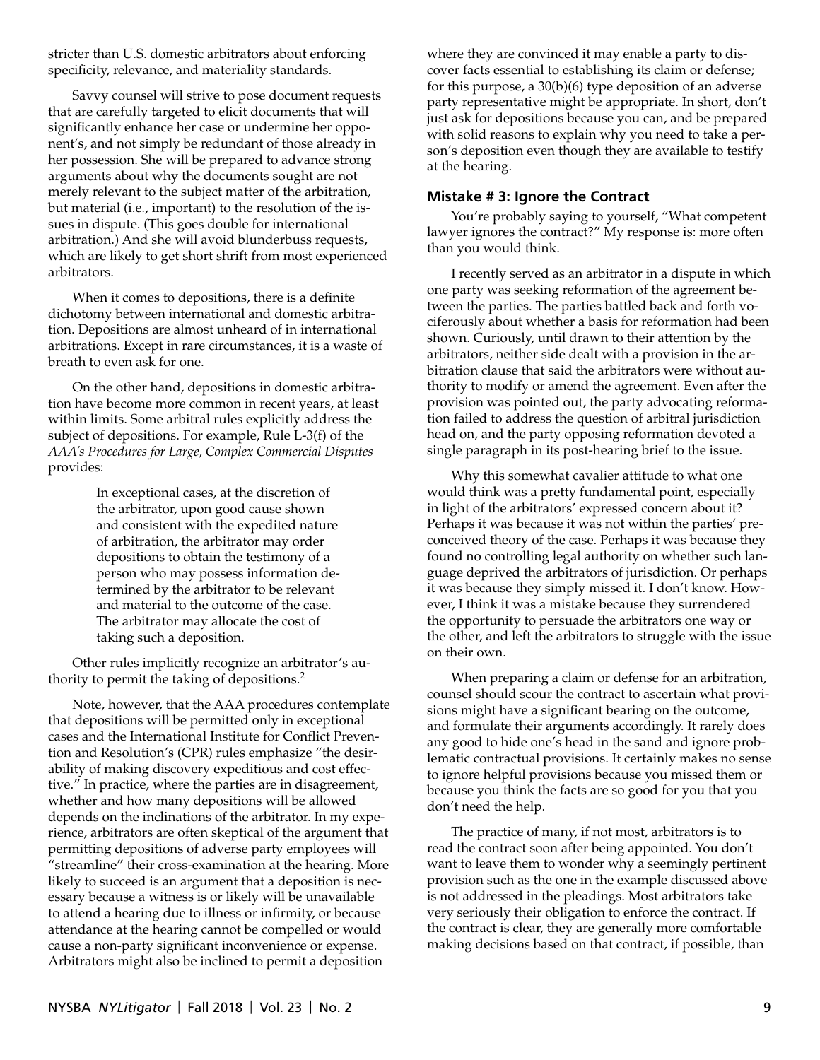stricter than U.S. domestic arbitrators about enforcing specificity, relevance, and materiality standards.

Savvy counsel will strive to pose document requests that are carefully targeted to elicit documents that will significantly enhance her case or undermine her opponent's, and not simply be redundant of those already in her possession. She will be prepared to advance strong arguments about why the documents sought are not merely relevant to the subject matter of the arbitration, but material (i.e., important) to the resolution of the issues in dispute. (This goes double for international arbitration.) And she will avoid blunderbuss requests, which are likely to get short shrift from most experienced arbitrators.

When it comes to depositions, there is a definite dichotomy between international and domestic arbitration. Depositions are almost unheard of in international arbitrations. Except in rare circumstances, it is a waste of breath to even ask for one.

On the other hand, depositions in domestic arbitration have become more common in recent years, at least within limits. Some arbitral rules explicitly address the subject of depositions. For example, Rule L-3(f) of the *AAA's Procedures for Large, Complex Commercial Disputes* provides:

> In exceptional cases, at the discretion of the arbitrator, upon good cause shown and consistent with the expedited nature of arbitration, the arbitrator may order depositions to obtain the testimony of a person who may possess information determined by the arbitrator to be relevant and material to the outcome of the case. The arbitrator may allocate the cost of taking such a deposition.

Other rules implicitly recognize an arbitrator's authority to permit the taking of depositions.[2]

Note, however, that the AAA procedures contemplate that depositions will be permitted only in exceptional cases and the International Institute for Conflict Prevention and Resolution's (CPR) rules emphasize "the desirability of making discovery expeditious and cost effective." In practice, where the parties are in disagreement, whether and how many depositions will be allowed depends on the inclinations of the arbitrator. In my experience, arbitrators are often skeptical of the argument that permitting depositions of adverse party employees will "streamline" their cross-examination at the hearing. More likely to succeed is an argument that a deposition is necessary because a witness is or likely will be unavailable to attend a hearing due to illness or infirmity, or because attendance at the hearing cannot be compelled or would cause a non-party significant inconvenience or expense. Arbitrators might also be inclined to permit a deposition where they are convinced it may enable a party to discover facts essential to establishing its claim or defense; for this purpose, a 30(b)(6) type deposition of an adverse party representative might be appropriate. In short, don't just ask for depositions because you can, and be prepared with solid reasons to explain why you need to take a person's deposition even though they are available to testify at the hearing.

### Mistake # 3: Ignore the Contract

You're probably saying to yourself, "What competent lawyer ignores the contract?" My response is: more often than you would think.

I recently served as an arbitrator in a dispute in which one party was seeking reformation of the agreement between the parties. The parties battled back and forth vociferously about whether a basis for reformation had been shown. Curiously, until drawn to their attention by the arbitrators, neither side dealt with a provision in the arbitration clause that said the arbitrators were without authority to modify or amend the agreement. Even after the provision was pointed out, the party advocating reformation failed to address the question of arbitral jurisdiction head on, and the party opposing reformation devoted a single paragraph in its post-hearing brief to the issue.

Why this somewhat cavalier attitude to what one would think was a pretty fundamental point, especially in light of the arbitrators' expressed concern about it? Perhaps it was because it was not within the parties' preconceived theory of the case. Perhaps it was because they found no controlling legal authority on whether such language deprived the arbitrators of jurisdiction. Or perhaps it was because they simply missed it. I don't know. However, I think it was a mistake because they surrendered the opportunity to persuade the arbitrators one way or the other, and left the arbitrators to struggle with the issue on their own.

When preparing a claim or defense for an arbitration, counsel should scour the contract to ascertain what provisions might have a significant bearing on the outcome, and formulate their arguments accordingly. It rarely does any good to hide one's head in the sand and ignore problematic contractual provisions. It certainly makes no sense to ignore helpful provisions because you missed them or because you think the facts are so good for you that you don't need the help.

The practice of many, if not most, arbitrators is to read the contract soon after being appointed. You don't want to leave them to wonder why a seemingly pertinent provision such as the one in the example discussed above is not addressed in the pleadings. Most arbitrators take very seriously their obligation to enforce the contract. If the contract is clear, they are generally more comfortable making decisions based on that contract, if possible, than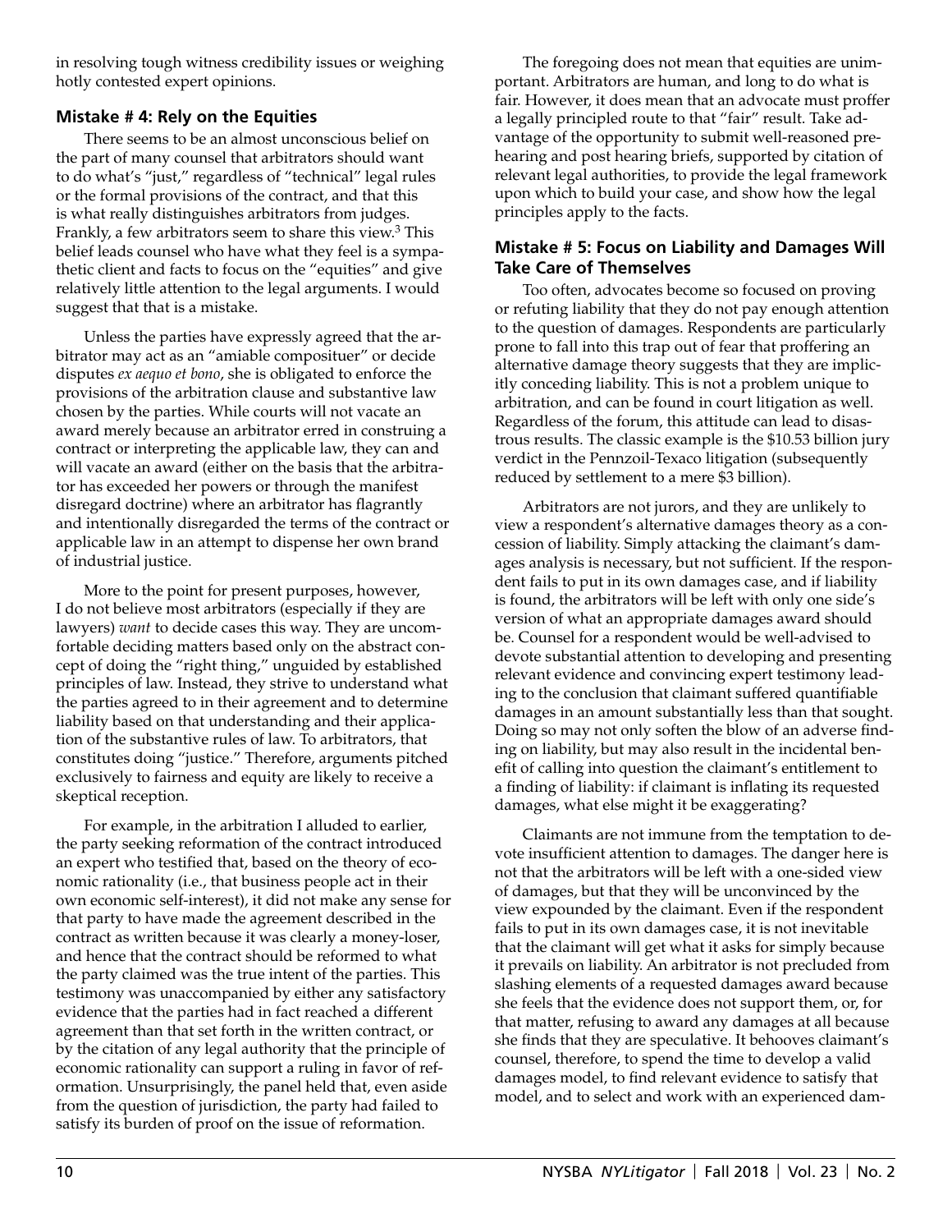in resolving tough witness credibility issues or weighing hotly contested expert opinions.

### Mistake # 4: Rely on the Equities

There seems to be an almost unconscious belief on the part of many counsel that arbitrators should want to do what's "just," regardless of "technical" legal rules or the formal provisions of the contract, and that this is what really distinguishes arbitrators from judges. Frankly, a few arbitrators seem to share this view.[3] This belief leads counsel who have what they feel is a sympathetic client and facts to focus on the "equities" and give relatively little attention to the legal arguments. I would suggest that that is a mistake.

Unless the parties have expressly agreed that the arbitrator may act as an "amiable compositeur" or decide disputes *ex aequo et bono*, she is obligated to enforce the provisions of the arbitration clause and substantive law chosen by the parties. While courts will not vacate an award merely because an arbitrator erred in construing a contract or interpreting the applicable law, they can and will vacate an award (either on the basis that the arbitrator has exceeded her powers or through the manifest disregard doctrine) where an arbitrator has flagrantly and intentionally disregarded the terms of the contract or applicable law in an attempt to dispense her own brand of industrial justice.

More to the point for present purposes, however, I do not believe most arbitrators (especially if they are lawyers) *want* to decide cases this way. They are uncomfortable deciding matters based only on the abstract concept of doing the "right thing," unguided by established principles of law. Instead, they strive to understand what the parties agreed to in their agreement and to determine liability based on that understanding and their application of the substantive rules of law. To arbitrators, that constitutes doing "justice." Therefore, arguments pitched exclusively to fairness and equity are likely to receive a skeptical reception.

For example, in the arbitration I alluded to earlier, the party seeking reformation of the contract introduced an expert who testified that, based on the theory of economic rationality (i.e., that business people act in their own economic self-interest), it did not make any sense for that party to have made the agreement described in the contract as written because it was clearly a money-loser, and hence that the contract should be reformed to what the party claimed was the true intent of the parties. This testimony was unaccompanied by either any satisfactory evidence that the parties had in fact reached a different agreement than that set forth in the written contract, or by the citation of any legal authority that the principle of economic rationality can support a ruling in favor of reformation. Unsurprisingly, the panel held that, even aside from the question of jurisdiction, the party had failed to satisfy its burden of proof on the issue of reformation.

The foregoing does not mean that equities are unimportant. Arbitrators are human, and long to do what is fair. However, it does mean that an advocate must proffer a legally principled route to that "fair" result. Take advantage of the opportunity to submit well-reasoned prehearing and post hearing briefs, supported by citation of relevant legal authorities, to provide the legal framework upon which to build your case, and show how the legal principles apply to the facts.

### Mistake # 5: Focus on Liability and Damages Will Take Care of Themselves

Too often, advocates become so focused on proving or refuting liability that they do not pay enough attention to the question of damages. Respondents are particularly prone to fall into this trap out of fear that proffering an alternative damage theory suggests that they are implicitly conceding liability. This is not a problem unique to arbitration, and can be found in court litigation as well. Regardless of the forum, this attitude can lead to disastrous results. The classic example is the $10.53 billion jury verdict in the Pennzoil-Texaco litigation (subsequently reduced by settlement to a mere $3 billion).

Arbitrators are not jurors, and they are unlikely to view a respondent's alternative damages theory as a concession of liability. Simply attacking the claimant's damages analysis is necessary, but not sufficient. If the respondent fails to put in its own damages case, and if liability is found, the arbitrators will be left with only one side's version of what an appropriate damages award should be. Counsel for a respondent would be well-advised to devote substantial attention to developing and presenting relevant evidence and convincing expert testimony leading to the conclusion that claimant suffered quantifiable damages in an amount substantially less than that sought. Doing so may not only soften the blow of an adverse finding on liability, but may also result in the incidental benefit of calling into question the claimant's entitlement to a finding of liability: if claimant is inflating its requested damages, what else might it be exaggerating?

Claimants are not immune from the temptation to devote insufficient attention to damages. The danger here is not that the arbitrators will be left with a one-sided view of damages, but that they will be unconvinced by the view expounded by the claimant. Even if the respondent fails to put in its own damages case, it is not inevitable that the claimant will get what it asks for simply because it prevails on liability. An arbitrator is not precluded from slashing elements of a requested damages award because she feels that the evidence does not support them, or, for that matter, refusing to award any damages at all because she finds that they are speculative. It behooves claimant's counsel, therefore, to spend the time to develop a valid damages model, to find relevant evidence to satisfy that model, and to select and work with an experienced dam-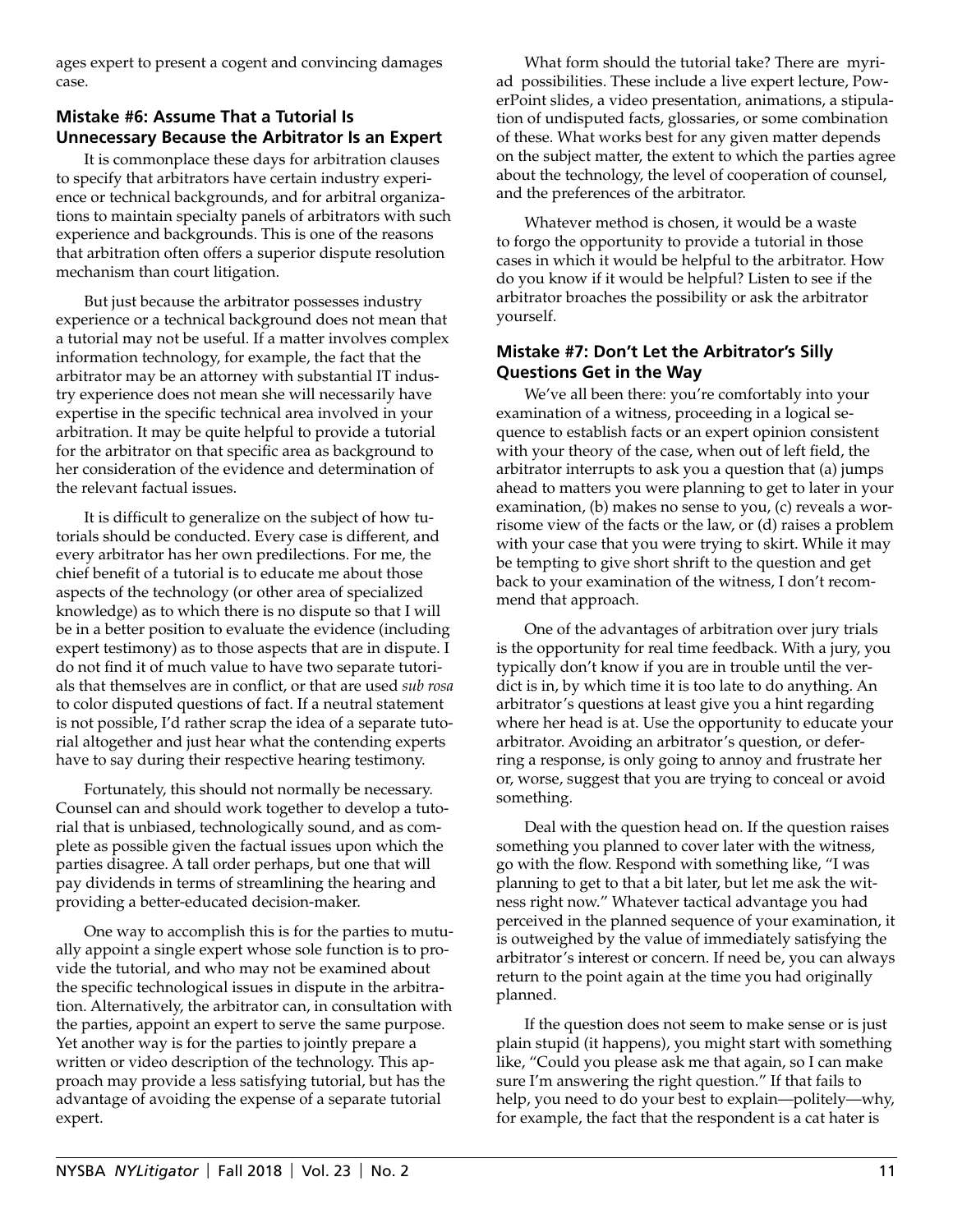ages expert to present a cogent and convincing damages case.

### Mistake #6: Assume That a Tutorial Is Unnecessary Because the Arbitrator Is an Expert

It is commonplace these days for arbitration clauses to specify that arbitrators have certain industry experience or technical backgrounds, and for arbitral organizations to maintain specialty panels of arbitrators with such experience and backgrounds. This is one of the reasons that arbitration often offers a superior dispute resolution mechanism than court litigation.

But just because the arbitrator possesses industry experience or a technical background does not mean that a tutorial may not be useful. If a matter involves complex information technology, for example, the fact that the arbitrator may be an attorney with substantial IT industry experience does not mean she will necessarily have expertise in the specific technical area involved in your arbitration. It may be quite helpful to provide a tutorial for the arbitrator on that specific area as background to her consideration of the evidence and determination of the relevant factual issues.

It is difficult to generalize on the subject of how tutorials should be conducted. Every case is different, and every arbitrator has her own predilections. For me, the chief benefit of a tutorial is to educate me about those aspects of the technology (or other area of specialized knowledge) as to which there is no dispute so that I will be in a better position to evaluate the evidence (including expert testimony) as to those aspects that are in dispute. I do not find it of much value to have two separate tutorials that themselves are in conflict, or that are used *sub rosa* to color disputed questions of fact. If a neutral statement is not possible, I'd rather scrap the idea of a separate tutorial altogether and just hear what the contending experts have to say during their respective hearing testimony.

Fortunately, this should not normally be necessary. Counsel can and should work together to develop a tutorial that is unbiased, technologically sound, and as complete as possible given the factual issues upon which the parties disagree. A tall order perhaps, but one that will pay dividends in terms of streamlining the hearing and providing a better-educated decision-maker.

One way to accomplish this is for the parties to mutually appoint a single expert whose sole function is to provide the tutorial, and who may not be examined about the specific technological issues in dispute in the arbitration. Alternatively, the arbitrator can, in consultation with the parties, appoint an expert to serve the same purpose. Yet another way is for the parties to jointly prepare a written or video description of the technology. This approach may provide a less satisfying tutorial, but has the advantage of avoiding the expense of a separate tutorial expert.

What form should the tutorial take? There are myriad possibilities. These include a live expert lecture, PowerPoint slides, a video presentation, animations, a stipulation of undisputed facts, glossaries, or some combination of these. What works best for any given matter depends on the subject matter, the extent to which the parties agree about the technology, the level of cooperation of counsel, and the preferences of the arbitrator.

Whatever method is chosen, it would be a waste to forgo the opportunity to provide a tutorial in those cases in which it would be helpful to the arbitrator. How do you know if it would be helpful? Listen to see if the arbitrator broaches the possibility or ask the arbitrator yourself.

### Mistake #7: Don't Let the Arbitrator's Silly Questions Get in the Way

We've all been there: you're comfortably into your examination of a witness, proceeding in a logical sequence to establish facts or an expert opinion consistent with your theory of the case, when out of left field, the arbitrator interrupts to ask you a question that (a) jumps ahead to matters you were planning to get to later in your examination, (b) makes no sense to you, (c) reveals a worrisome view of the facts or the law, or (d) raises a problem with your case that you were trying to skirt. While it may be tempting to give short shrift to the question and get back to your examination of the witness, I don't recommend that approach.

One of the advantages of arbitration over jury trials is the opportunity for real time feedback. With a jury, you typically don't know if you are in trouble until the verdict is in, by which time it is too late to do anything. An arbitrator's questions at least give you a hint regarding where her head is at. Use the opportunity to educate your arbitrator. Avoiding an arbitrator's question, or deferring a response, is only going to annoy and frustrate her or, worse, suggest that you are trying to conceal or avoid something.

Deal with the question head on. If the question raises something you planned to cover later with the witness, go with the flow. Respond with something like, "I was planning to get to that a bit later, but let me ask the witness right now." Whatever tactical advantage you had perceived in the planned sequence of your examination, it is outweighed by the value of immediately satisfying the arbitrator's interest or concern. If need be, you can always return to the point again at the time you had originally planned.

If the question does not seem to make sense or is just plain stupid (it happens), you might start with something like, "Could you please ask me that again, so I can make sure I'm answering the right question." If that fails to help, you need to do your best to explain—politely—why, for example, the fact that the respondent is a cat hater is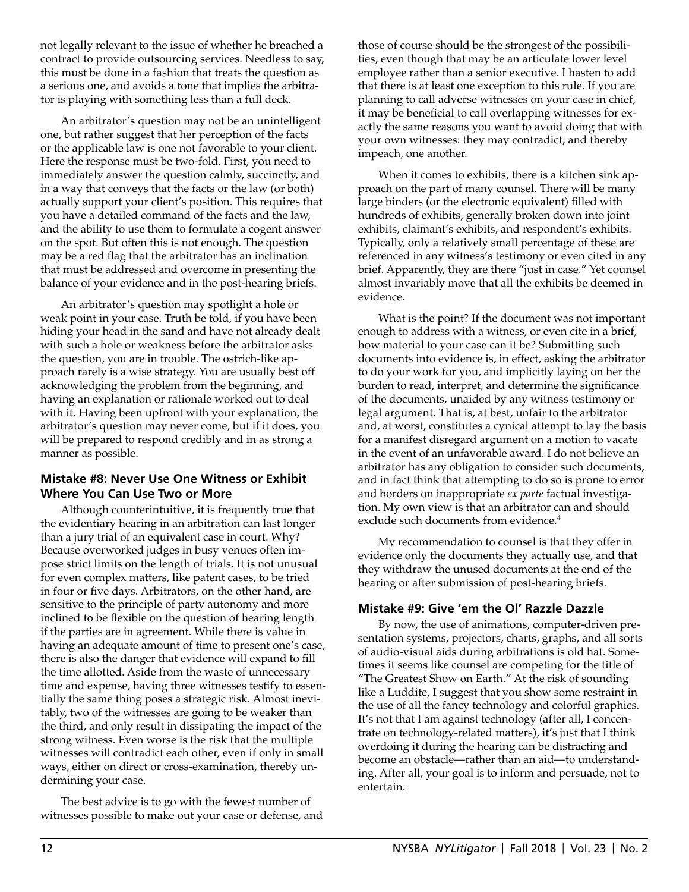not legally relevant to the issue of whether he breached a contract to provide outsourcing services. Needless to say, this must be done in a fashion that treats the question as a serious one, and avoids a tone that implies the arbitrator is playing with something less than a full deck.

An arbitrator's question may not be an unintelligent one, but rather suggest that her perception of the facts or the applicable law is one not favorable to your client. Here the response must be two-fold. First, you need to immediately answer the question calmly, succinctly, and in a way that conveys that the facts or the law (or both) actually support your client's position. This requires that you have a detailed command of the facts and the law, and the ability to use them to formulate a cogent answer on the spot. But often this is not enough. The question may be a red flag that the arbitrator has an inclination that must be addressed and overcome in presenting the balance of your evidence and in the post-hearing briefs.

An arbitrator's question may spotlight a hole or weak point in your case. Truth be told, if you have been hiding your head in the sand and have not already dealt with such a hole or weakness before the arbitrator asks the question, you are in trouble. The ostrich-like approach rarely is a wise strategy. You are usually best off acknowledging the problem from the beginning, and having an explanation or rationale worked out to deal with it. Having been upfront with your explanation, the arbitrator's question may never come, but if it does, you will be prepared to respond credibly and in as strong a manner as possible.

### Mistake #8: Never Use One Witness or Exhibit Where You Can Use Two or More

Although counterintuitive, it is frequently true that the evidentiary hearing in an arbitration can last longer than a jury trial of an equivalent case in court. Why? Because overworked judges in busy venues often impose strict limits on the length of trials. It is not unusual for even complex matters, like patent cases, to be tried in four or five days. Arbitrators, on the other hand, are sensitive to the principle of party autonomy and more inclined to be flexible on the question of hearing length if the parties are in agreement. While there is value in having an adequate amount of time to present one's case, there is also the danger that evidence will expand to fill the time allotted. Aside from the waste of unnecessary time and expense, having three witnesses testify to essentially the same thing poses a strategic risk. Almost inevitably, two of the witnesses are going to be weaker than the third, and only result in dissipating the impact of the strong witness. Even worse is the risk that the multiple witnesses will contradict each other, even if only in small ways, either on direct or cross-examination, thereby undermining your case.

The best advice is to go with the fewest number of witnesses possible to make out your case or defense, and those of course should be the strongest of the possibilities, even though that may be an articulate lower level employee rather than a senior executive. I hasten to add that there is at least one exception to this rule. If you are planning to call adverse witnesses on your case in chief, it may be beneficial to call overlapping witnesses for exactly the same reasons you want to avoid doing that with your own witnesses: they may contradict, and thereby impeach, one another.

When it comes to exhibits, there is a kitchen sink approach on the part of many counsel. There will be many large binders (or the electronic equivalent) filled with hundreds of exhibits, generally broken down into joint exhibits, claimant's exhibits, and respondent's exhibits. Typically, only a relatively small percentage of these are referenced in any witness's testimony or even cited in any brief. Apparently, they are there "just in case." Yet counsel almost invariably move that all the exhibits be deemed in evidence.

What is the point? If the document was not important enough to address with a witness, or even cite in a brief, how material to your case can it be? Submitting such documents into evidence is, in effect, asking the arbitrator to do your work for you, and implicitly laying on her the burden to read, interpret, and determine the significance of the documents, unaided by any witness testimony or legal argument. That is, at best, unfair to the arbitrator and, at worst, constitutes a cynical attempt to lay the basis for a manifest disregard argument on a motion to vacate in the event of an unfavorable award. I do not believe an arbitrator has any obligation to consider such documents, and in fact think that attempting to do so is prone to error and borders on inappropriate *ex parte* factual investigation. My own view is that an arbitrator can and should exclude such documents from evidence.[4]

My recommendation to counsel is that they offer in evidence only the documents they actually use, and that they withdraw the unused documents at the end of the hearing or after submission of post-hearing briefs.

### Mistake #9: Give 'em the Ol' Razzle Dazzle

By now, the use of animations, computer-driven presentation systems, projectors, charts, graphs, and all sorts of audio-visual aids during arbitrations is old hat. Sometimes it seems like counsel are competing for the title of "The Greatest Show on Earth." At the risk of sounding like a Luddite, I suggest that you show some restraint in the use of all the fancy technology and colorful graphics. It's not that I am against technology (after all, I concentrate on technology-related matters), it's just that I think overdoing it during the hearing can be distracting and become an obstacle—rather than an aid—to understanding. After all, your goal is to inform and persuade, not to entertain.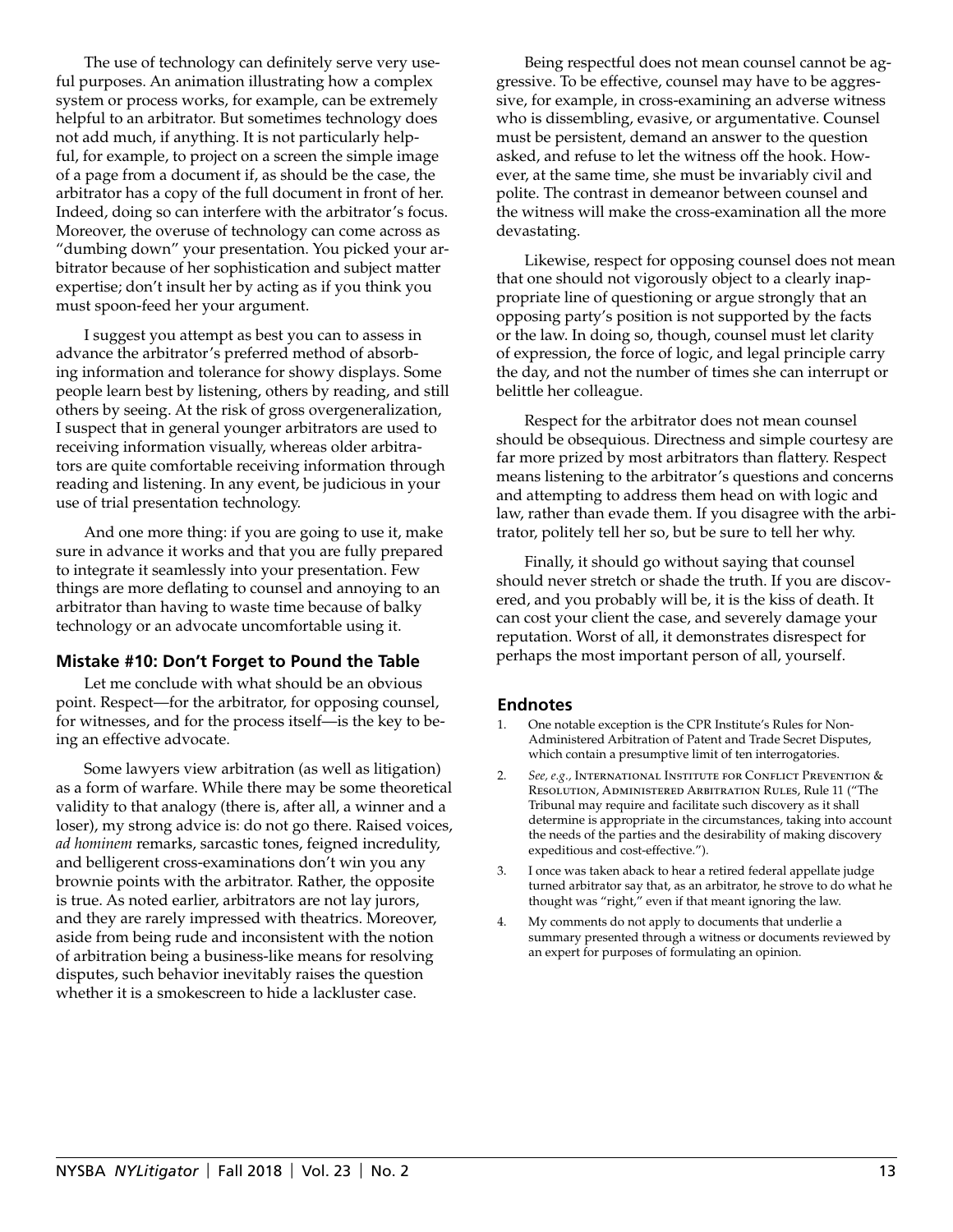The use of technology can definitely serve very useful purposes. An animation illustrating how a complex system or process works, for example, can be extremely helpful to an arbitrator. But sometimes technology does not add much, if anything. It is not particularly helpful, for example, to project on a screen the simple image of a page from a document if, as should be the case, the arbitrator has a copy of the full document in front of her. Indeed, doing so can interfere with the arbitrator's focus. Moreover, the overuse of technology can come across as "dumbing down" your presentation. You picked your arbitrator because of her sophistication and subject matter expertise; don't insult her by acting as if you think you must spoon-feed her your argument.

I suggest you attempt as best you can to assess in advance the arbitrator's preferred method of absorbing information and tolerance for showy displays. Some people learn best by listening, others by reading, and still others by seeing. At the risk of gross overgeneralization, I suspect that in general younger arbitrators are used to receiving information visually, whereas older arbitrators are quite comfortable receiving information through reading and listening. In any event, be judicious in your use of trial presentation technology.

And one more thing: if you are going to use it, make sure in advance it works and that you are fully prepared to integrate it seamlessly into your presentation. Few things are more deflating to counsel and annoying to an arbitrator than having to waste time because of balky technology or an advocate uncomfortable using it.

### Mistake #10: Don't Forget to Pound the Table

Let me conclude with what should be an obvious point. Respect—for the arbitrator, for opposing counsel, for witnesses, and for the process itself—is the key to being an effective advocate.

Some lawyers view arbitration (as well as litigation) as a form of warfare. While there may be some theoretical validity to that analogy (there is, after all, a winner and a loser), my strong advice is: do not go there. Raised voices, *ad hominem* remarks, sarcastic tones, feigned incredulity, and belligerent cross-examinations don't win you any brownie points with the arbitrator. Rather, the opposite is true. As noted earlier, arbitrators are not lay jurors, and they are rarely impressed with theatrics. Moreover, aside from being rude and inconsistent with the notion of arbitration being a business-like means for resolving disputes, such behavior inevitably raises the question whether it is a smokescreen to hide a lackluster case.

Being respectful does not mean counsel cannot be aggressive. To be effective, counsel may have to be aggressive, for example, in cross-examining an adverse witness who is dissembling, evasive, or argumentative. Counsel must be persistent, demand an answer to the question asked, and refuse to let the witness off the hook. However, at the same time, she must be invariably civil and polite. The contrast in demeanor between counsel and the witness will make the cross-examination all the more devastating.

Likewise, respect for opposing counsel does not mean that one should not vigorously object to a clearly inappropriate line of questioning or argue strongly that an opposing party's position is not supported by the facts or the law. In doing so, though, counsel must let clarity of expression, the force of logic, and legal principle carry the day, and not the number of times she can interrupt or belittle her colleague.

Respect for the arbitrator does not mean counsel should be obsequious. Directness and simple courtesy are far more prized by most arbitrators than flattery. Respect means listening to the arbitrator's questions and concerns and attempting to address them head on with logic and law, rather than evade them. If you disagree with the arbitrator, politely tell her so, but be sure to tell her why.

Finally, it should go without saying that counsel should never stretch or shade the truth. If you are discovered, and you probably will be, it is the kiss of death. It can cost your client the case, and severely damage your reputation. Worst of all, it demonstrates disrespect for perhaps the most important person of all, yourself.

### Endnotes

1. One notable exception is the CPR Institute's Rules for Non-Administered Arbitration of Patent and Trade Secret Disputes, which contain a presumptive limit of ten interrogatories.
2. *See, e.g.,* International Institute for Conflict Prevention & Resolution, Administered Arbitration Rules, Rule 11 ("The Tribunal may require and facilitate such discovery as it shall determine is appropriate in the circumstances, taking into account the needs of the parties and the desirability of making discovery expeditious and cost-effective.").
3. I once was taken aback to hear a retired federal appellate judge turned arbitrator say that, as an arbitrator, he strove to do what he thought was "right," even if that meant ignoring the law.
4. My comments do not apply to documents that underlie a summary presented through a witness or documents reviewed by an expert for purposes of formulating an opinion.